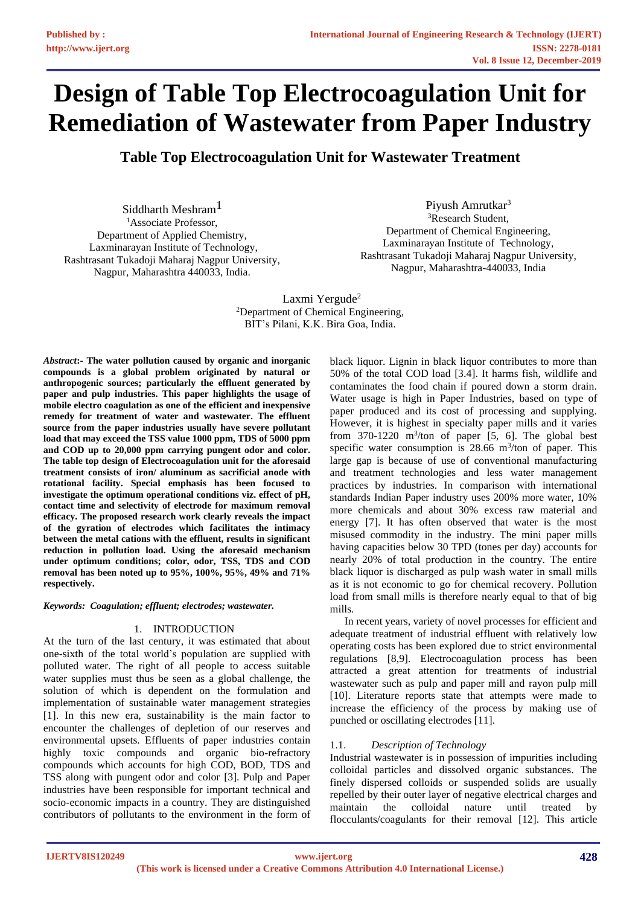# Design of Table Top Electrocoagulation Unit for Remediation of Wastewater from Paper Industry

## Table Top Electrocoagulation Unit for Wastewater Treatment

Siddharth Meshram[1]
[1]Associate Professor,
Department of Applied Chemistry,
Laxminarayan Institute of Technology,
Rashtrasant Tukadoji Maharaj Nagpur University,
Nagpur, Maharashtra 440033, India.

Piyush Amrutkar[3]
[3]Research Student,
Department of Chemical Engineering,
Laxminarayan Institute of Technology,
Rashtrasant Tukadoji Maharaj Nagpur University,
Nagpur, Maharashtra-440033, India

Laxmi Yergude[2]
[2]Department of Chemical Engineering,
BIT's Pilani, K.K. Bira Goa, India.

***Abstract*:- The water pollution caused by organic and inorganic compounds is a global problem originated by natural or anthropogenic sources; particularly the effluent generated by paper and pulp industries. This paper highlights the usage of mobile electro coagulation as one of the efficient and inexpensive remedy for treatment of water and wastewater. The effluent source from the paper industries usually have severe pollutant load that may exceed the TSS value 1000 ppm, TDS of 5000 ppm and COD up to 20,000 ppm carrying pungent odor and color. The table top design of Electrocoagulation unit for the aforesaid treatment consists of iron/ aluminum as sacrificial anode with rotational facility. Special emphasis has been focused to investigate the optimum operational conditions viz. effect of pH, contact time and selectivity of electrode for maximum removal efficacy. The proposed research work clearly reveals the impact of the gyration of electrodes which facilitates the intimacy between the metal cations with the effluent, results in significant reduction in pollution load. Using the aforesaid mechanism under optimum conditions; color, odor, TSS, TDS and COD removal has been noted up to 95%, 100%, 95%, 49% and 71% respectively.**

***Keywords: Coagulation; effluent; electrodes; wastewater.***

## 1. INTRODUCTION

At the turn of the last century, it was estimated that about one-sixth of the total world's population are supplied with polluted water. The right of all people to access suitable water supplies must thus be seen as a global challenge, the solution of which is dependent on the formulation and implementation of sustainable water management strategies [1]. In this new era, sustainability is the main factor to encounter the challenges of depletion of our reserves and environmental upsets. Effluents of paper industries contain highly toxic compounds and organic bio-refractory compounds which accounts for high COD, BOD, TDS and TSS along with pungent odor and color [3]. Pulp and Paper industries have been responsible for important technical and socio-economic impacts in a country. They are distinguished contributors of pollutants to the environment in the form of black liquor. Lignin in black liquor contributes to more than 50% of the total COD load [3.4]. It harms fish, wildlife and contaminates the food chain if poured down a storm drain. Water usage is high in Paper Industries, based on type of paper produced and its cost of processing and supplying. However, it is highest in specialty paper mills and it varies from 370-1220 $m^3$/ton of paper [5, 6]. The global best specific water consumption is 28.66 $m^3$/ton of paper. This large gap is because of use of conventional manufacturing and treatment technologies and less water management practices by industries. In comparison with international standards Indian Paper industry uses 200% more water, 10% more chemicals and about 30% excess raw material and energy [7]. It has often observed that water is the most misused commodity in the industry. The mini paper mills having capacities below 30 TPD (tones per day) accounts for nearly 20% of total production in the country. The entire black liquor is discharged as pulp wash water in small mills as it is not economic to go for chemical recovery. Pollution load from small mills is therefore nearly equal to that of big mills.

In recent years, variety of novel processes for efficient and adequate treatment of industrial effluent with relatively low operating costs has been explored due to strict environmental regulations [8,9]. Electrocoagulation process has been attracted a great attention for treatments of industrial wastewater such as pulp and paper mill and rayon pulp mill [10]. Literature reports state that attempts were made to increase the efficiency of the process by making use of punched or oscillating electrodes [11].

### 1.1. *Description of Technology*

Industrial wastewater is in possession of impurities including colloidal particles and dissolved organic substances. The finely dispersed colloids or suspended solids are usually repelled by their outer layer of negative electrical charges and maintain the colloidal nature until treated by flocculants/coagulants for their removal [12]. This article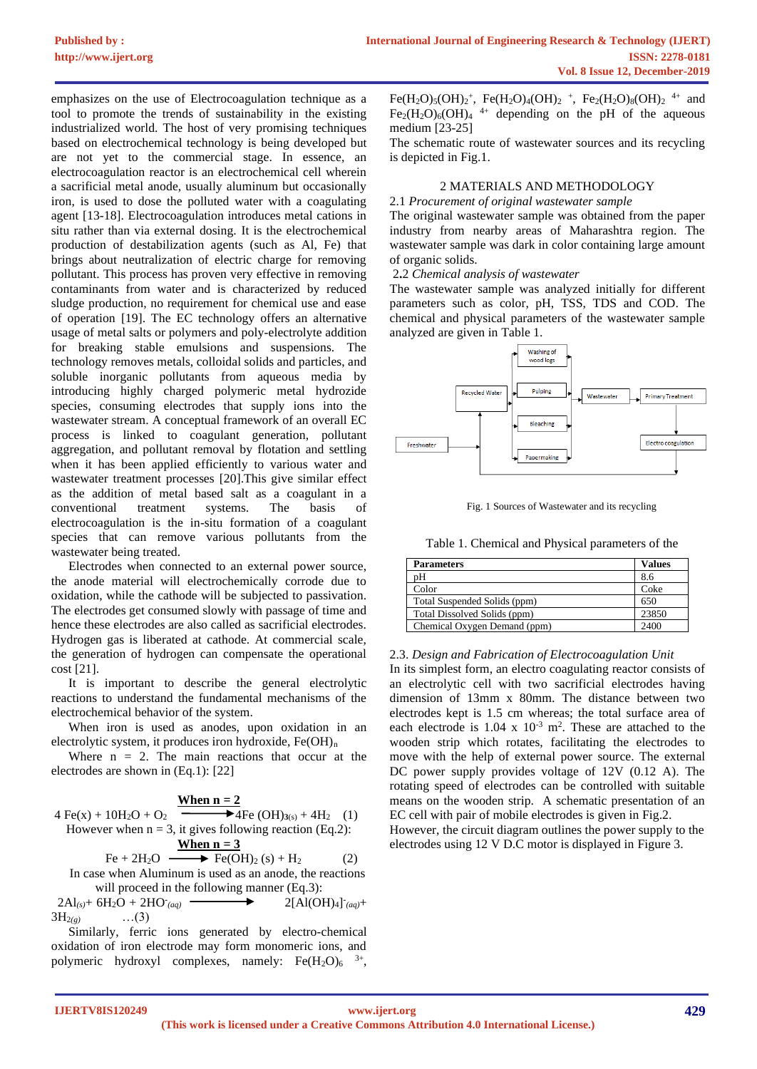emphasizes on the use of Electrocoagulation technique as a tool to promote the trends of sustainability in the existing industrialized world. The host of very promising techniques based on electrochemical technology is being developed but are not yet to the commercial stage. In essence, an electrocoagulation reactor is an electrochemical cell wherein a sacrificial metal anode, usually aluminum but occasionally iron, is used to dose the polluted water with a coagulating agent [13-18]. Electrocoagulation introduces metal cations in situ rather than via external dosing. It is the electrochemical production of destabilization agents (such as Al, Fe) that brings about neutralization of electric charge for removing pollutant. This process has proven very effective in removing contaminants from water and is characterized by reduced sludge production, no requirement for chemical use and ease of operation [19]. The EC technology offers an alternative usage of metal salts or polymers and poly-electrolyte addition for breaking stable emulsions and suspensions. The technology removes metals, colloidal solids and particles, and soluble inorganic pollutants from aqueous media by introducing highly charged polymeric metal hydrozide species, consuming electrodes that supply ions into the wastewater stream. A conceptual framework of an overall EC process is linked to coagulant generation, pollutant aggregation, and pollutant removal by flotation and settling when it has been applied efficiently to various water and wastewater treatment processes [20].This give similar effect as the addition of metal based salt as a coagulant in a conventional treatment systems. The basis of electrocoagulation is the in-situ formation of a coagulant species that can remove various pollutants from the wastewater being treated.

Electrodes when connected to an external power source, the anode material will electrochemically corrode due to oxidation, while the cathode will be subjected to passivation. The electrodes get consumed slowly with passage of time and hence these electrodes are also called as sacrificial electrodes. Hydrogen gas is liberated at cathode. At commercial scale, the generation of hydrogen can compensate the operational cost [21].

It is important to describe the general electrolytic reactions to understand the fundamental mechanisms of the electrochemical behavior of the system.

When iron is used as anodes, upon oxidation in an electrolytic system, it produces iron hydroxide, $Fe(OH)_n$

Where n = 2. The main reactions that occur at the electrodes are shown in (Eq.1): [22]

**When n = 2**

$$4\,Fe(x) + 10H_2O + O_2 \longrightarrow 4Fe\,(OH)_{3(s)} + 4H_2 \quad (1)$$

However when n = 3, it gives following reaction (Eq.2):

**When n = 3**

$$Fe + 2H_2O \longrightarrow Fe(OH)_2\,(s) + H_2 \quad (2)$$

In case when Aluminum is used as an anode, the reactions will proceed in the following manner (Eq.3):

$$2Al_{(s)} + 6H_2O + 2HO^-_{(aq)} \longrightarrow 2[Al(OH)_4]^-_{(aq)} + 3H_{2(g)} \quad \ldots(3)$$

Similarly, ferric ions generated by electro-chemical oxidation of iron electrode may form monomeric ions, and polymeric hydroxyl complexes, namely: $Fe(H_2O)_6^{\ 3+}$, $Fe(H_2O)_5(OH)_2^{\ +}$, $Fe(H_2O)_4(OH)_2^{\ +}$, $Fe_2(H_2O)_8(OH)_2^{\ 4+}$ and $Fe_2(H_2O)_6(OH)_4^{\ 4+}$ depending on the pH of the aqueous medium [23-25]

The schematic route of wastewater sources and its recycling is depicted in Fig.1.

## 2 MATERIALS AND METHODOLOGY

### 2.1 *Procurement of original wastewater sample*

The original wastewater sample was obtained from the paper industry from nearby areas of Maharashtra region. The wastewater sample was dark in color containing large amount of organic solids.

### 2.2 *Chemical analysis of wastewater*

The wastewater sample was analyzed initially for different parameters such as color, pH, TSS, TDS and COD. The chemical and physical parameters of the wastewater sample analyzed are given in Table 1.

Fig. 1 Sources of Wastewater and its recycling

Table 1. Chemical and Physical parameters of the

| Parameters | Values |
|---|---|
| pH | 8.6 |
| Color | Coke |
| Total Suspended Solids (ppm) | 650 |
| Total Dissolved Solids (ppm) | 23850 |
| Chemical Oxygen Demand (ppm) | 2400 |

### 2.3. *Design and Fabrication of Electrocoagulation Unit*

In its simplest form, an electro coagulating reactor consists of an electrolytic cell with two sacrificial electrodes having dimension of 13mm x 80mm. The distance between two electrodes kept is 1.5 cm whereas; the total surface area of each electrode is $1.04 \times 10^{-3}$ $m^2$. These are attached to the wooden strip which rotates, facilitating the electrodes to move with the help of external power source. The external DC power supply provides voltage of 12V (0.12 A). The rotating speed of electrodes can be controlled with suitable means on the wooden strip. A schematic presentation of an EC cell with pair of mobile electrodes is given in Fig.2.

However, the circuit diagram outlines the power supply to the electrodes using 12 V D.C motor is displayed in Figure 3.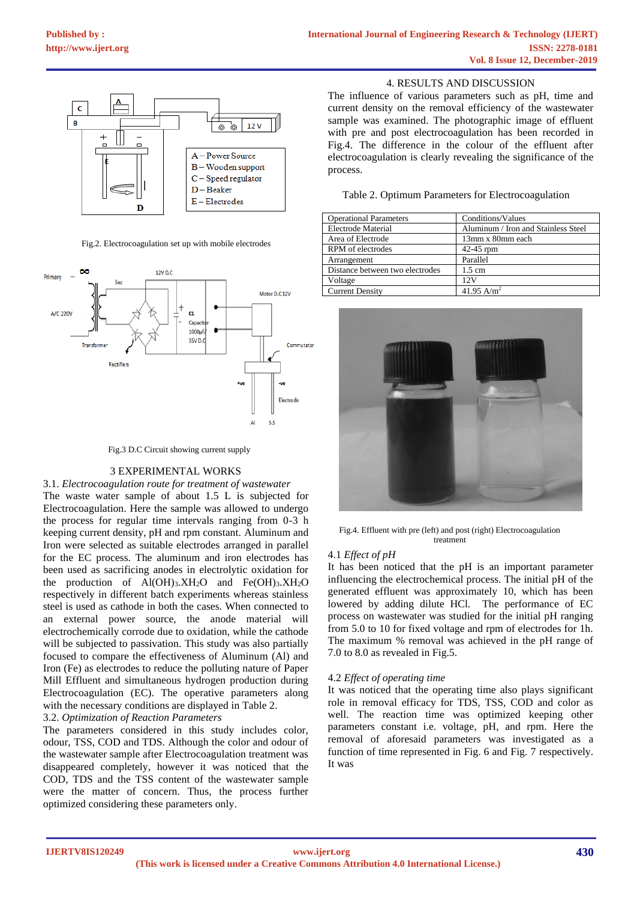Fig.2. Electrocoagulation set up with mobile electrodes

Fig.3 D.C Circuit showing current supply

## 3 EXPERIMENTAL WORKS

### 3.1. *Electrocoagulation route for treatment of wastewater*

The waste water sample of about 1.5 L is subjected for Electrocoagulation. Here the sample was allowed to undergo the process for regular time intervals ranging from 0-3 h keeping current density, pH and rpm constant. Aluminum and Iron were selected as suitable electrodes arranged in parallel for the EC process. The aluminum and iron electrodes has been used as sacrificing anodes in electrolytic oxidation for the production of $Al(OH)_3.XH_2O$ and $Fe(OH)_3.XH_2O$ respectively in different batch experiments whereas stainless steel is used as cathode in both the cases. When connected to an external power source, the anode material will electrochemically corrode due to oxidation, while the cathode will be subjected to passivation. This study was also partially focused to compare the effectiveness of Aluminum (Al) and Iron (Fe) as electrodes to reduce the polluting nature of Paper Mill Effluent and simultaneous hydrogen production during Electrocoagulation (EC). The operative parameters along with the necessary conditions are displayed in Table 2.

### 3.2. *Optimization of Reaction Parameters*

The parameters considered in this study includes color, odour, TSS, COD and TDS. Although the color and odour of the wastewater sample after Electrocoagulation treatment was disappeared completely, however it was noticed that the COD, TDS and the TSS content of the wastewater sample were the matter of concern. Thus, the process further optimized considering these parameters only.

## 4. RESULTS AND DISCUSSION

The influence of various parameters such as pH, time and current density on the removal efficiency of the wastewater sample was examined. The photographic image of effluent with pre and post electrocoagulation has been recorded in Fig.4. The difference in the colour of the effluent after electrocoagulation is clearly revealing the significance of the process.

Table 2. Optimum Parameters for Electrocoagulation

| Operational Parameters | Conditions/Values |
|---|---|
| Electrode Material | Aluminum / Iron and Stainless Steel |
| Area of Electrode | 13mm x 80mm each |
| RPM of electrodes | 42-45 rpm |
| Arrangement | Parallel |
| Distance between two electrodes | 1.5 cm |
| Voltage | 12V |
| Current Density | 41.95 $A/m^2$ |

Fig.4. Effluent with pre (left) and post (right) Electrocoagulation treatment

### 4.1 *Effect of pH*

It has been noticed that the pH is an important parameter influencing the electrochemical process. The initial pH of the generated effluent was approximately 10, which has been lowered by adding dilute HCl. The performance of EC process on wastewater was studied for the initial pH ranging from 5.0 to 10 for fixed voltage and rpm of electrodes for 1h. The maximum % removal was achieved in the pH range of 7.0 to 8.0 as revealed in Fig.5.

### 4.2 *Effect of operating time*

It was noticed that the operating time also plays significant role in removal efficacy for TDS, TSS, COD and color as well. The reaction time was optimized keeping other parameters constant i.e. voltage, pH, and rpm. Here the removal of aforesaid parameters was investigated as a function of time represented in Fig. 6 and Fig. 7 respectively. It was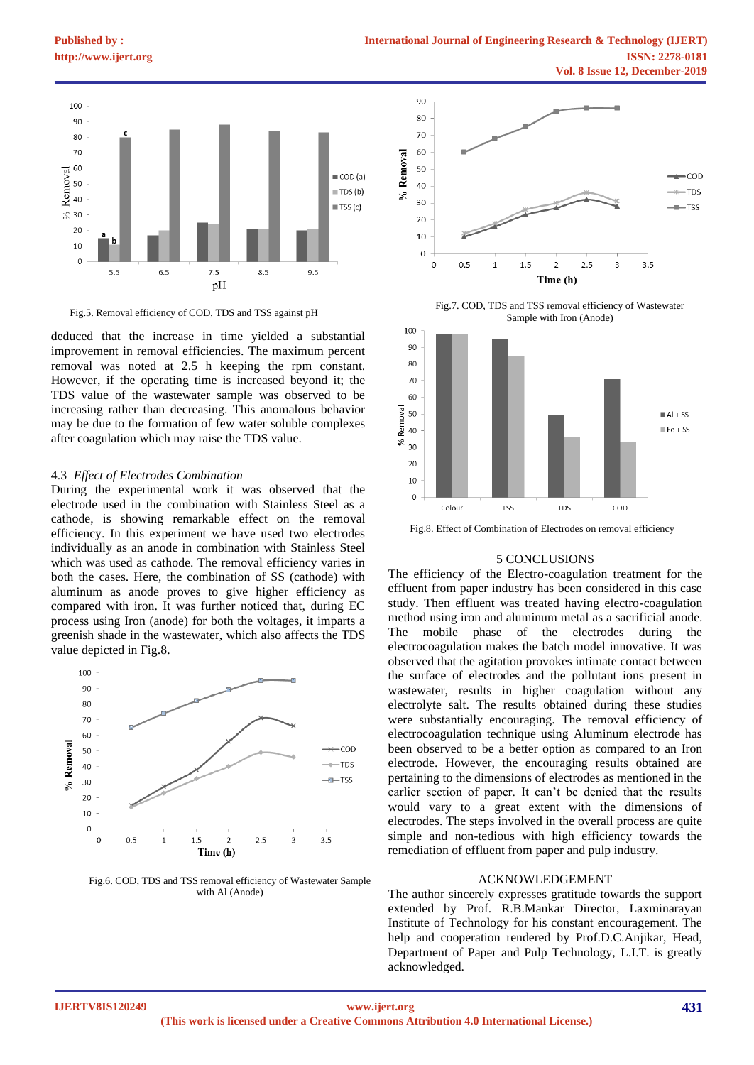Fig.5. Removal efficiency of COD, TDS and TSS against pH

deduced that the increase in time yielded a substantial improvement in removal efficiencies. The maximum percent removal was noted at 2.5 h keeping the rpm constant. However, if the operating time is increased beyond it; the TDS value of the wastewater sample was observed to be increasing rather than decreasing. This anomalous behavior may be due to the formation of few water soluble complexes after coagulation which may raise the TDS value.

### 4.3 *Effect of Electrodes Combination*

During the experimental work it was observed that the electrode used in the combination with Stainless Steel as a cathode, is showing remarkable effect on the removal efficiency. In this experiment we have used two electrodes individually as an anode in combination with Stainless Steel which was used as cathode. The removal efficiency varies in both the cases. Here, the combination of SS (cathode) with aluminum as anode proves to give higher efficiency as compared with iron. It was further noticed that, during EC process using Iron (anode) for both the voltages, it imparts a greenish shade in the wastewater, which also affects the TDS value depicted in Fig.8.

Fig.6. COD, TDS and TSS removal efficiency of Wastewater Sample with Al (Anode)

Fig.7. COD, TDS and TSS removal efficiency of Wastewater Sample with Iron (Anode)

Fig.8. Effect of Combination of Electrodes on removal efficiency

## 5 CONCLUSIONS

The efficiency of the Electro-coagulation treatment for the effluent from paper industry has been considered in this case study. Then effluent was treated having electro-coagulation method using iron and aluminum metal as a sacrificial anode. The mobile phase of the electrodes during the electrocoagulation makes the batch model innovative. It was observed that the agitation provokes intimate contact between the surface of electrodes and the pollutant ions present in wastewater, results in higher coagulation without any electrolyte salt. The results obtained during these studies were substantially encouraging. The removal efficiency of electrocoagulation technique using Aluminum electrode has been observed to be a better option as compared to an Iron electrode. However, the encouraging results obtained are pertaining to the dimensions of electrodes as mentioned in the earlier section of paper. It can't be denied that the results would vary to a great extent with the dimensions of electrodes. The steps involved in the overall process are quite simple and non-tedious with high efficiency towards the remediation of effluent from paper and pulp industry.

## ACKNOWLEDGEMENT

The author sincerely expresses gratitude towards the support extended by Prof. R.B.Mankar Director, Laxminarayan Institute of Technology for his constant encouragement. The help and cooperation rendered by Prof.D.C.Anjikar, Head, Department of Paper and Pulp Technology, L.I.T. is greatly acknowledged.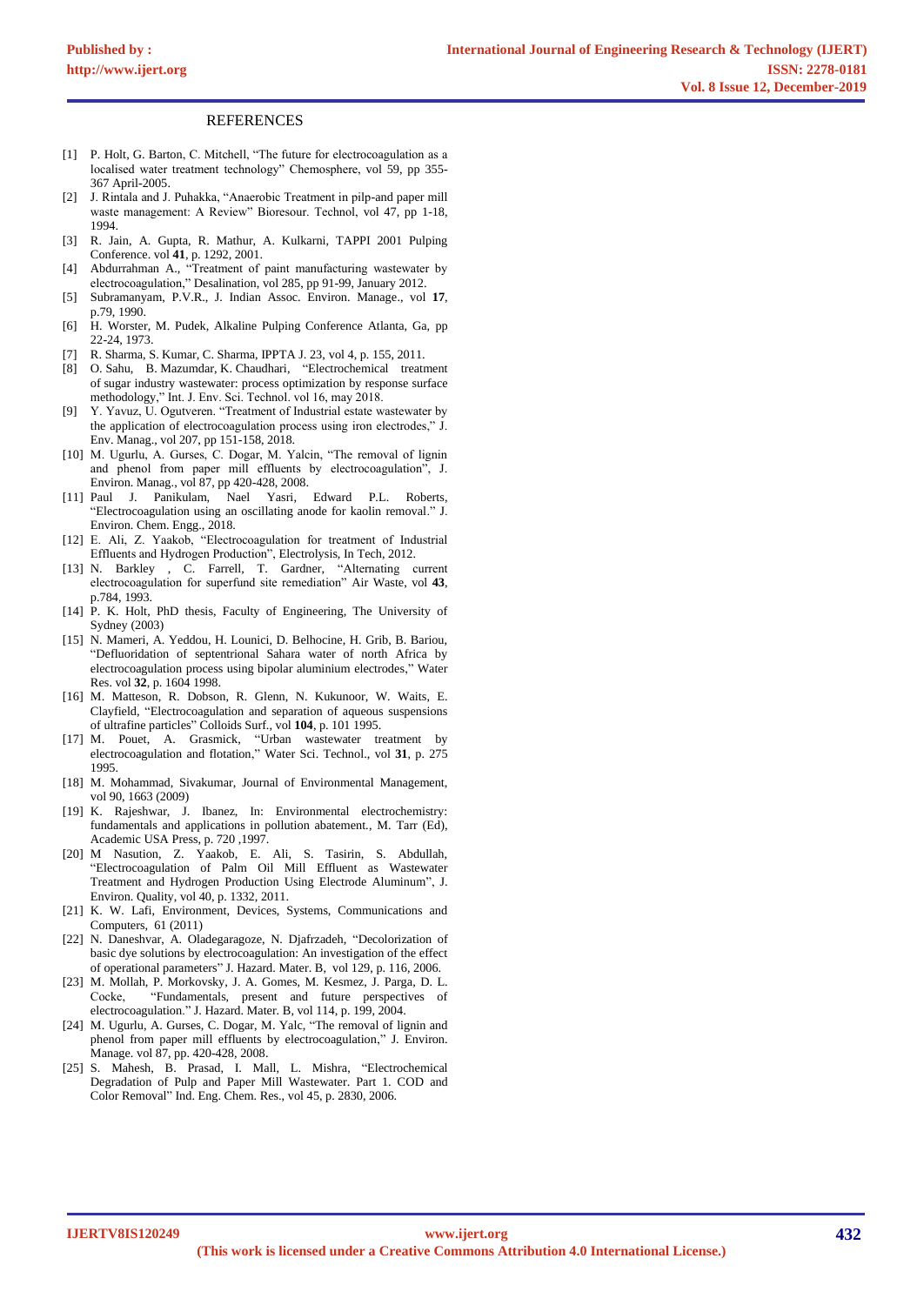## REFERENCES

[1] P. Holt, G. Barton, C. Mitchell, "The future for electrocoagulation as a localised water treatment technology" Chemosphere, vol 59, pp 355-367 April-2005.

[2] J. Rintala and J. Puhakka, "Anaerobic Treatment in pilp-and paper mill waste management: A Review" Bioresour. Technol, vol 47, pp 1-18, 1994.

[3] R. Jain, A. Gupta, R. Mathur, A. Kulkarni, TAPPI 2001 Pulping Conference. vol **41**, p. 1292, 2001.

[4] Abdurrahman A., "Treatment of paint manufacturing wastewater by electrocoagulation," Desalination, vol 285, pp 91-99, January 2012.

[5] Subramanyam, P.V.R., J. Indian Assoc. Environ. Manage., vol **17**, p.79, 1990.

[6] H. Worster, M. Pudek, Alkaline Pulping Conference Atlanta, Ga, pp 22-24, 1973.

[7] R. Sharma, S. Kumar, C. Sharma, IPPTA J. 23, vol 4, p. 155, 2011.

[8] O. Sahu, B. Mazumdar, K. Chaudhari, "Electrochemical treatment of sugar industry wastewater: process optimization by response surface methodology," Int. J. Env. Sci. Technol. vol 16, may 2018.

[9] Y. Yavuz, U. Ogutveren. "Treatment of Industrial estate wastewater by the application of electrocoagulation process using iron electrodes," J. Env. Manag., vol 207, pp 151-158, 2018.

[10] M. Ugurlu, A. Gurses, C. Dogar, M. Yalcin, "The removal of lignin and phenol from paper mill effluents by electrocoagulation", J. Environ. Manag., vol 87, pp 420-428, 2008.

[11] Paul J. Panikulam, Nael Yasri, Edward P.L. Roberts, "Electrocoagulation using an oscillating anode for kaolin removal." J. Environ. Chem. Engg., 2018.

[12] E. Ali, Z. Yaakob, "Electrocoagulation for treatment of Industrial Effluents and Hydrogen Production", Electrolysis, In Tech, 2012.

[13] N. Barkley , C. Farrell, T. Gardner, "Alternating current electrocoagulation for superfund site remediation" Air Waste, vol **43**, p.784, 1993.

[14] P. K. Holt, PhD thesis, Faculty of Engineering, The University of Sydney (2003)

[15] N. Mameri, A. Yeddou, H. Lounici, D. Belhocine, H. Grib, B. Bariou, "Defluoridation of septentrional Sahara water of north Africa by electrocoagulation process using bipolar aluminium electrodes," Water Res. vol **32**, p. 1604 1998.

[16] M. Matteson, R. Dobson, R. Glenn, N. Kukunoor, W. Waits, E. Clayfield, "Electrocoagulation and separation of aqueous suspensions of ultrafine particles" Colloids Surf., vol **104**, p. 101 1995.

[17] M. Pouet, A. Grasmick, "Urban wastewater treatment by electrocoagulation and flotation," Water Sci. Technol., vol **31**, p. 275 1995.

[18] M. Mohammad, Sivakumar, Journal of Environmental Management, vol 90, 1663 (2009)

[19] K. Rajeshwar, J. Ibanez, In: Environmental electrochemistry: fundamentals and applications in pollution abatement., M. Tarr (Ed), Academic USA Press, p. 720 ,1997.

[20] M Nasution, Z. Yaakob, E. Ali, S. Tasirin, S. Abdullah, "Electrocoagulation of Palm Oil Mill Effluent as Wastewater Treatment and Hydrogen Production Using Electrode Aluminum", J. Environ. Quality, vol 40, p. 1332, 2011.

[21] K. W. Lafi, Environment, Devices, Systems, Communications and Computers, 61 (2011)

[22] N. Daneshvar, A. Oladegaragoze, N. Djafrzadeh, "Decolorization of basic dye solutions by electrocoagulation: An investigation of the effect of operational parameters" J. Hazard. Mater. B, vol 129, p. 116, 2006.

[23] M. Mollah, P. Morkovsky, J. A. Gomes, M. Kesmez, J. Parga, D. L. Cocke, "Fundamentals, present and future perspectives of electrocoagulation." J. Hazard. Mater. B, vol 114, p. 199, 2004.

[24] M. Ugurlu, A. Gurses, C. Dogar, M. Yalc, "The removal of lignin and phenol from paper mill effluents by electrocoagulation," J. Environ. Manage. vol 87, pp. 420-428, 2008.

[25] S. Mahesh, B. Prasad, I. Mall, L. Mishra, "Electrochemical Degradation of Pulp and Paper Mill Wastewater. Part 1. COD and Color Removal" Ind. Eng. Chem. Res., vol 45, p. 2830, 2006.